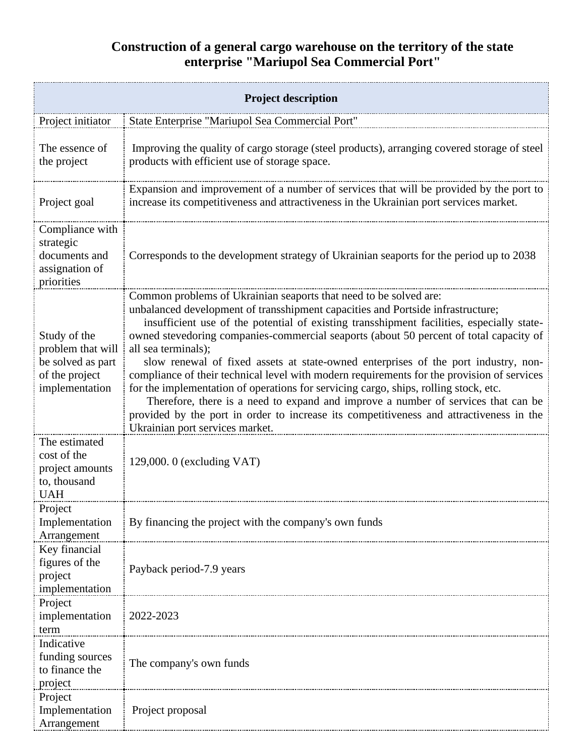# Construction of a general cargo warehouse on the territory of the state enterprise "Mariupol Sea Commercial Port"

| Project description | |
|---|---|
| Project initiator | State Enterprise "Mariupol Sea Commercial Port" |
| The essence of the project | Improving the quality of cargo storage (steel products), arranging covered storage of steel products with efficient use of storage space. |
| Project goal | Expansion and improvement of a number of services that will be provided by the port to increase its competitiveness and attractiveness in the Ukrainian port services market. |
| Compliance with strategic documents and assignation of priorities | Corresponds to the development strategy of Ukrainian seaports for the period up to 2038 |
| Study of the problem that will be solved as part of the project implementation | Common problems of Ukrainian seaports that need to be solved are:<br>unbalanced development of transshipment capacities and Portside infrastructure;<br>insufficient use of the potential of existing transshipment facilities, especially state-owned stevedoring companies-commercial seaports (about 50 percent of total capacity of all sea terminals);<br>slow renewal of fixed assets at state-owned enterprises of the port industry, non-compliance of their technical level with modern requirements for the provision of services for the implementation of operations for servicing cargo, ships, rolling stock, etc.<br>Therefore, there is a need to expand and improve a number of services that can be provided by the port in order to increase its competitiveness and attractiveness in the Ukrainian port services market. |
| The estimated cost of the project amounts to, thousand UAH | 129,000. 0 (excluding VAT) |
| Project Implementation Arrangement | By financing the project with the company's own funds |
| Key financial figures of the project implementation | Payback period-7.9 years |
| Project implementation term | 2022-2023 |
| Indicative funding sources to finance the project | The company's own funds |
| Project Implementation Arrangement | Project proposal |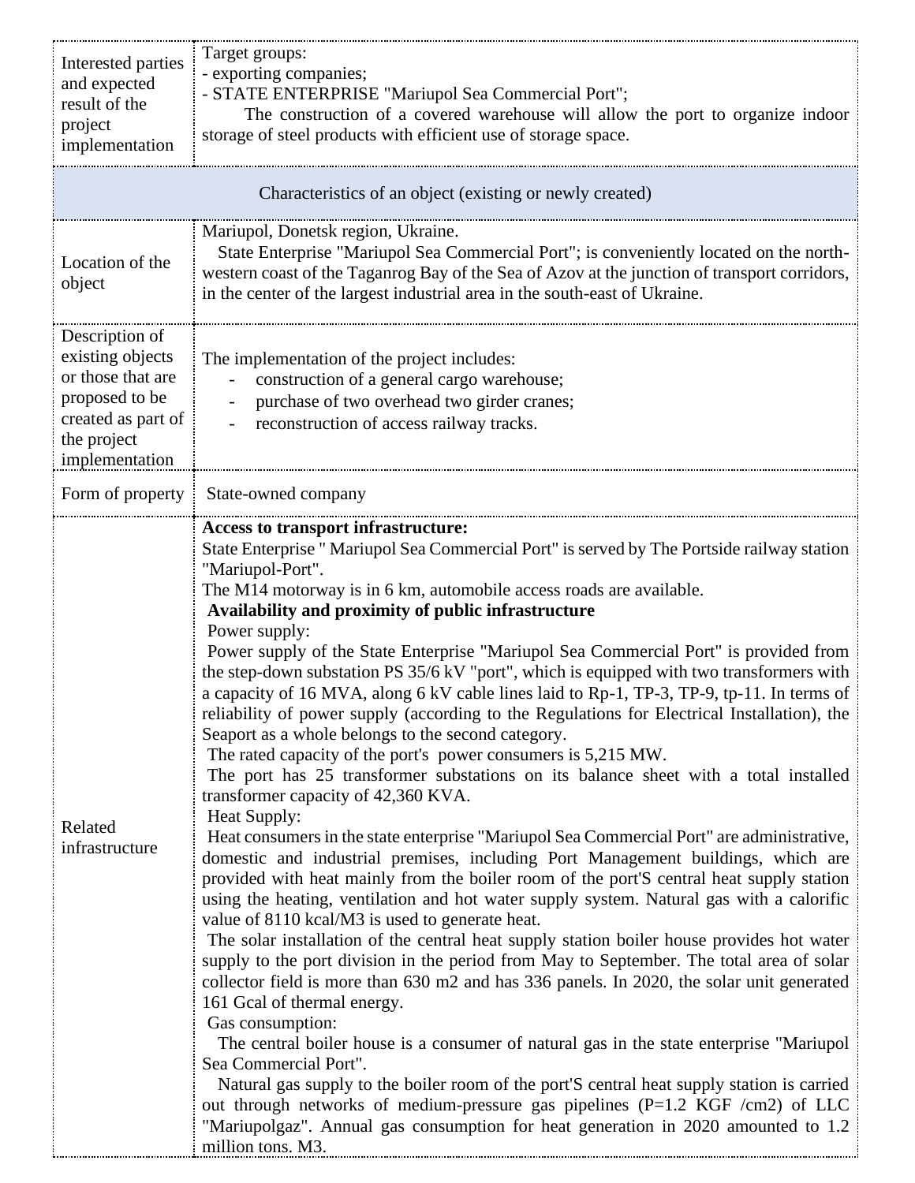| Interested parties and expected result of the project implementation | Target groups:<br>- exporting companies;<br>- STATE ENTERPRISE "Mariupol Sea Commercial Port";<br>The construction of a covered warehouse will allow the port to organize indoor storage of steel products with efficient use of storage space. |
|---|---|
| **Characteristics of an object (existing or newly created)** | |
| Location of the object | Mariupol, Donetsk region, Ukraine.<br>State Enterprise "Mariupol Sea Commercial Port"; is conveniently located on the north-western coast of the Taganrog Bay of the Sea of Azov at the junction of transport corridors, in the center of the largest industrial area in the south-east of Ukraine. |
| Description of existing objects or those that are proposed to be created as part of the project implementation | The implementation of the project includes:<br>- construction of a general cargo warehouse;<br>- purchase of two overhead two girder cranes;<br>- reconstruction of access railway tracks. |
| Form of property | State-owned company |
| Related infrastructure | **Access to transport infrastructure:**<br>State Enterprise " Mariupol Sea Commercial Port" is served by The Portside railway station "Mariupol-Port".<br>The M14 motorway is in 6 km, automobile access roads are available.<br>**Availability and proximity of public infrastructure**<br>Power supply:<br>Power supply of the State Enterprise "Mariupol Sea Commercial Port" is provided from the step-down substation PS 35/6 kV "port", which is equipped with two transformers with a capacity of 16 MVA, along 6 kV cable lines laid to Rp-1, TP-3, TP-9, tp-11. In terms of reliability of power supply (according to the Regulations for Electrical Installation), the Seaport as a whole belongs to the second category.<br>The rated capacity of the port's power consumers is 5,215 MW.<br>The port has 25 transformer substations on its balance sheet with a total installed transformer capacity of 42,360 KVA.<br>Heat Supply:<br>Heat consumers in the state enterprise "Mariupol Sea Commercial Port" are administrative, domestic and industrial premises, including Port Management buildings, which are provided with heat mainly from the boiler room of the port'S central heat supply station using the heating, ventilation and hot water supply system. Natural gas with a calorific value of 8110 kcal/M3 is used to generate heat.<br>The solar installation of the central heat supply station boiler house provides hot water supply to the port division in the period from May to September. The total area of solar collector field is more than 630 m2 and has 336 panels. In 2020, the solar unit generated 161 Gcal of thermal energy.<br>Gas consumption:<br>The central boiler house is a consumer of natural gas in the state enterprise "Mariupol Sea Commercial Port".<br>Natural gas supply to the boiler room of the port'S central heat supply station is carried out through networks of medium-pressure gas pipelines (P=1.2 KGF /cm2) of LLC "Mariupolgaz". Annual gas consumption for heat generation in 2020 amounted to 1.2 million tons. M3. |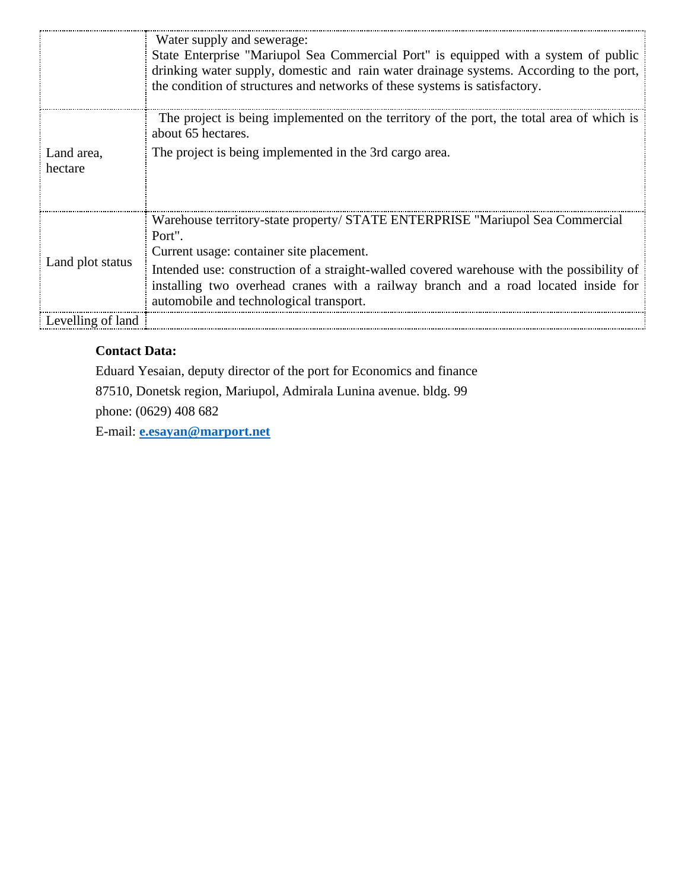| | |
|---|---|
| | Water supply and sewerage:<br>State Enterprise "Mariupol Sea Commercial Port" is equipped with a system of public drinking water supply, domestic and rain water drainage systems. According to the port, the condition of structures and networks of these systems is satisfactory. |
| Land area, hectare | The project is being implemented on the territory of the port, the total area of which is about 65 hectares.<br>The project is being implemented in the 3rd cargo area. |
| Land plot status | Warehouse territory-state property/ STATE ENTERPRISE "Mariupol Sea Commercial Port".<br>Current usage: container site placement.<br>Intended use: construction of a straight-walled covered warehouse with the possibility of installing two overhead cranes with a railway branch and a road located inside for automobile and technological transport. |
| Levelling of land | |

**Contact Data:**

Eduard Yesaian, deputy director of the port for Economics and finance

87510, Donetsk region, Mariupol, Admirala Lunina avenue. bldg. 99

phone: (0629) 408 682

E-mail: **e.esayan@marport.net**